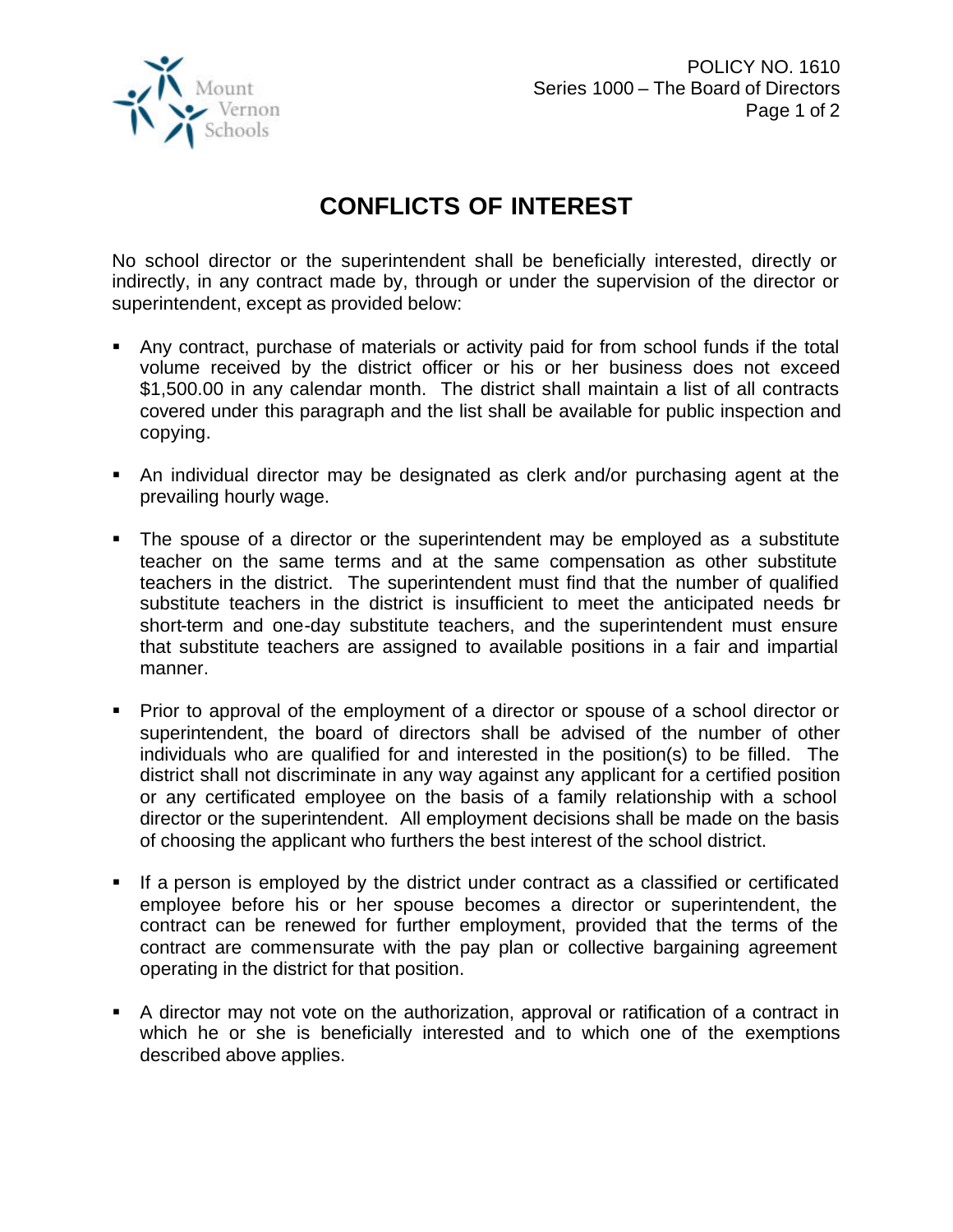# CONFLICTS OF INTEREST

No school director or the superintendent shall be beneficially interested, directly or indirectly, in any contract made by, through or under the supervision of the director or superintendent, except as provided below:

- Any contract, purchase of materials or activity paid for from school funds if the total volume received by the district officer or his or her business does not exceed $1,500.00 in any calendar month. The district shall maintain a list of all contracts covered under this paragraph and the list shall be available for public inspection and copying.
- An individual director may be designated as clerk and/or purchasing agent at the prevailing hourly wage.
- The spouse of a director or the superintendent may be employed as a substitute teacher on the same terms and at the same compensation as other substitute teachers in the district. The superintendent must find that the number of qualified substitute teachers in the district is insufficient to meet the anticipated needs for short-term and one-day substitute teachers, and the superintendent must ensure that substitute teachers are assigned to available positions in a fair and impartial manner.
- Prior to approval of the employment of a director or spouse of a school director or superintendent, the board of directors shall be advised of the number of other individuals who are qualified for and interested in the position(s) to be filled. The district shall not discriminate in any way against any applicant for a certified position or any certificated employee on the basis of a family relationship with a school director or the superintendent. All employment decisions shall be made on the basis of choosing the applicant who furthers the best interest of the school district.
- If a person is employed by the district under contract as a classified or certificated employee before his or her spouse becomes a director or superintendent, the contract can be renewed for further employment, provided that the terms of the contract are commensurate with the pay plan or collective bargaining agreement operating in the district for that position.
- A director may not vote on the authorization, approval or ratification of a contract in which he or she is beneficially interested and to which one of the exemptions described above applies.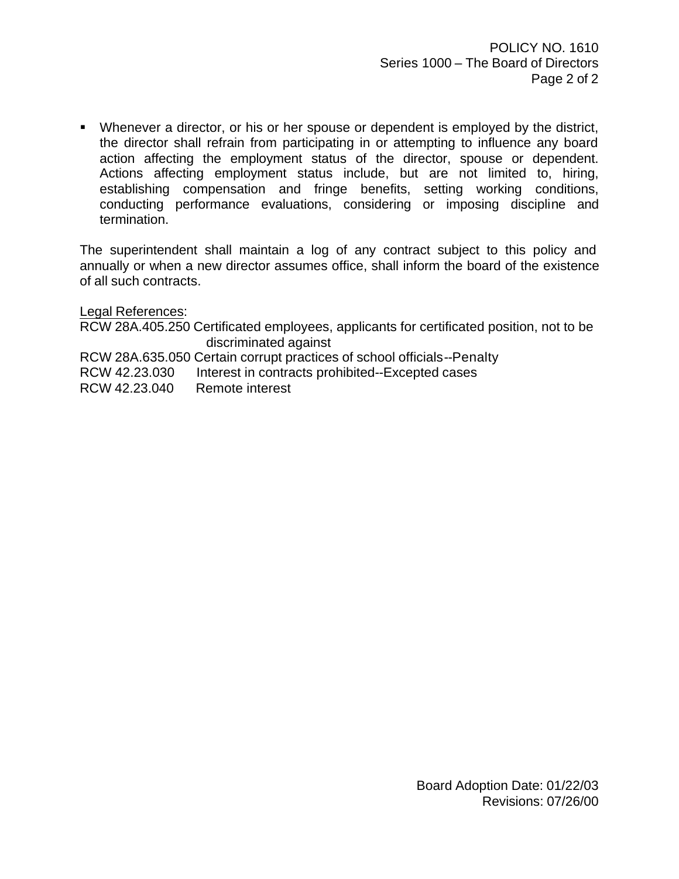- Whenever a director, or his or her spouse or dependent is employed by the district, the director shall refrain from participating in or attempting to influence any board action affecting the employment status of the director, spouse or dependent. Actions affecting employment status include, but are not limited to, hiring, establishing compensation and fringe benefits, setting working conditions, conducting performance evaluations, considering or imposing discipline and termination.

The superintendent shall maintain a log of any contract subject to this policy and annually or when a new director assumes office, shall inform the board of the existence of all such contracts.

Legal References:

RCW 28A.405.250 Certificated employees, applicants for certificated position, not to be discriminated against
RCW 28A.635.050 Certain corrupt practices of school officials--Penalty
RCW 42.23.030 Interest in contracts prohibited--Excepted cases
RCW 42.23.040 Remote interest

Board Adoption Date: 01/22/03
Revisions: 07/26/00